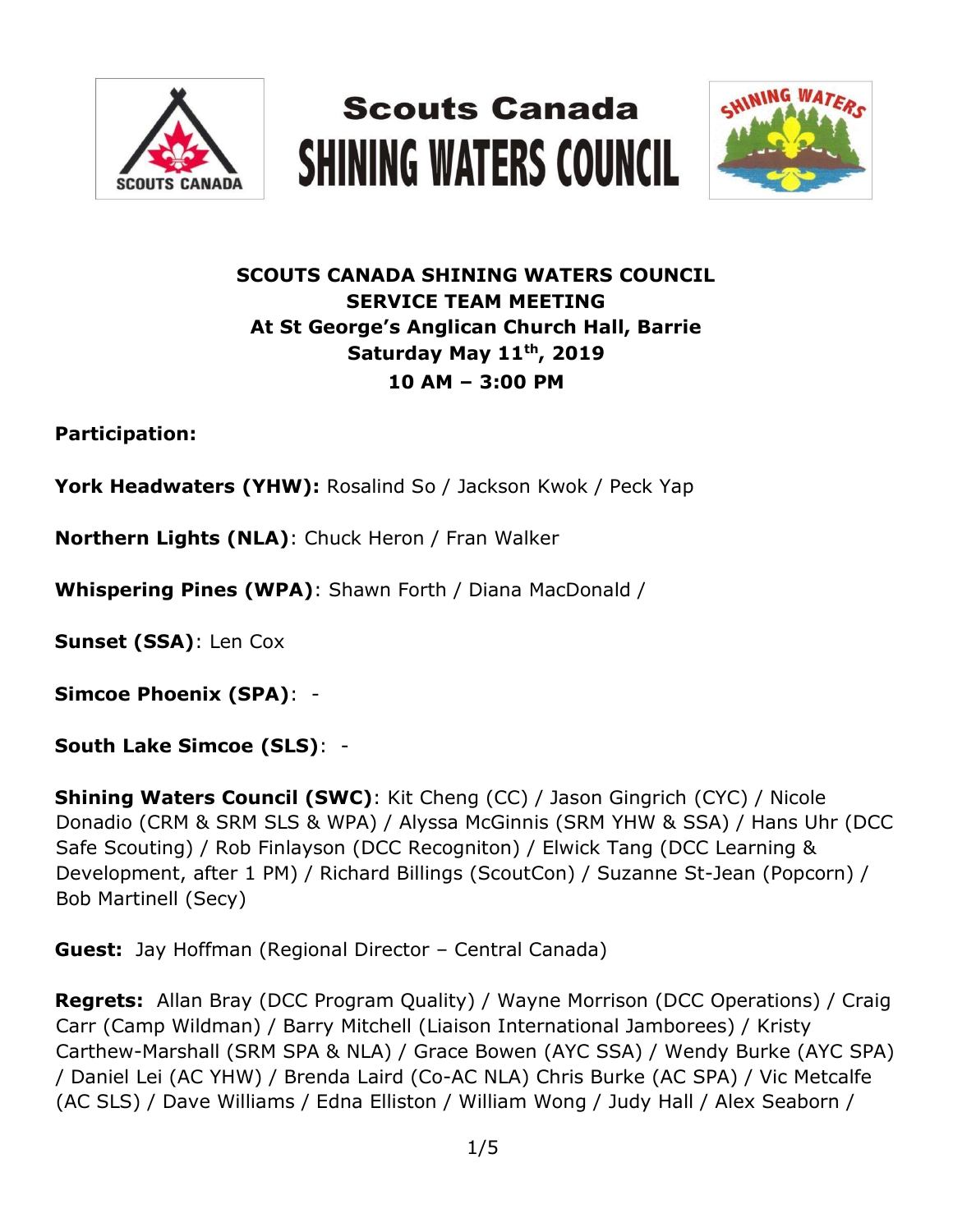# Scouts Canada
# SHINING WATERS COUNCIL

**SCOUTS CANADA SHINING WATERS COUNCIL**
**SERVICE TEAM MEETING**
**At St George's Anglican Church Hall, Barrie**
**Saturday May 11th, 2019**
**10 AM – 3:00 PM**

**Participation:**

**York Headwaters (YHW):** Rosalind So / Jackson Kwok / Peck Yap

**Northern Lights (NLA)**: Chuck Heron / Fran Walker

**Whispering Pines (WPA)**: Shawn Forth / Diana MacDonald /

**Sunset (SSA)**: Len Cox

**Simcoe Phoenix (SPA)**: -

**South Lake Simcoe (SLS)**: -

**Shining Waters Council (SWC)**: Kit Cheng (CC) / Jason Gingrich (CYC) / Nicole Donadio (CRM & SRM SLS & WPA) / Alyssa McGinnis (SRM YHW & SSA) / Hans Uhr (DCC Safe Scouting) / Rob Finlayson (DCC Recogniton) / Elwick Tang (DCC Learning & Development, after 1 PM) / Richard Billings (ScoutCon) / Suzanne St-Jean (Popcorn) / Bob Martinell (Secy)

**Guest:** Jay Hoffman (Regional Director – Central Canada)

**Regrets:** Allan Bray (DCC Program Quality) / Wayne Morrison (DCC Operations) / Craig Carr (Camp Wildman) / Barry Mitchell (Liaison International Jamborees) / Kristy Carthew-Marshall (SRM SPA & NLA) / Grace Bowen (AYC SSA) / Wendy Burke (AYC SPA) / Daniel Lei (AC YHW) / Brenda Laird (Co-AC NLA) Chris Burke (AC SPA) / Vic Metcalfe (AC SLS) / Dave Williams / Edna Elliston / William Wong / Judy Hall / Alex Seaborn /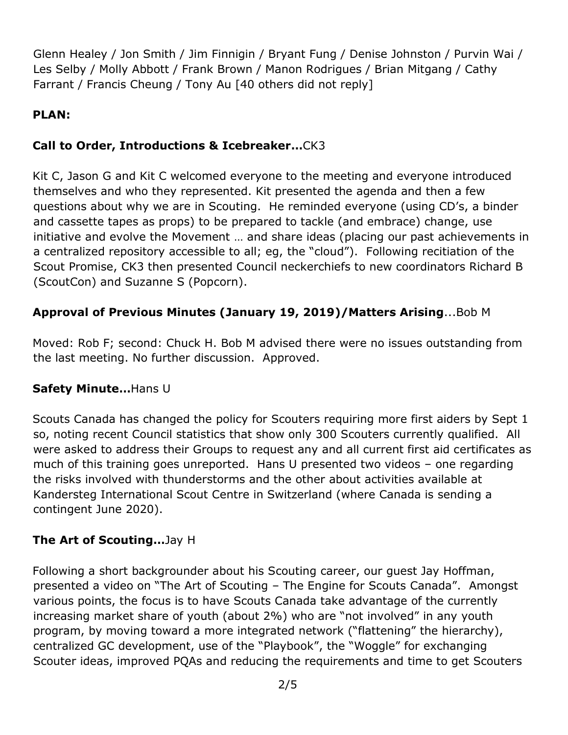Glenn Healey / Jon Smith / Jim Finnigin / Bryant Fung / Denise Johnston / Purvin Wai / Les Selby / Molly Abbott / Frank Brown / Manon Rodrigues / Brian Mitgang / Cathy Farrant / Francis Cheung / Tony Au [40 others did not reply]

**PLAN:**

**Call to Order, Introductions & Icebreaker…**CK3

Kit C, Jason G and Kit C welcomed everyone to the meeting and everyone introduced themselves and who they represented. Kit presented the agenda and then a few questions about why we are in Scouting. He reminded everyone (using CD's, a binder and cassette tapes as props) to be prepared to tackle (and embrace) change, use initiative and evolve the Movement … and share ideas (placing our past achievements in a centralized repository accessible to all; eg, the "cloud"). Following recitiation of the Scout Promise, CK3 then presented Council neckerchiefs to new coordinators Richard B (ScoutCon) and Suzanne S (Popcorn).

**Approval of Previous Minutes (January 19, 2019)/Matters Arising**...Bob M

Moved: Rob F; second: Chuck H. Bob M advised there were no issues outstanding from the last meeting. No further discussion. Approved.

**Safety Minute…**Hans U

Scouts Canada has changed the policy for Scouters requiring more first aiders by Sept 1 so, noting recent Council statistics that show only 300 Scouters currently qualified. All were asked to address their Groups to request any and all current first aid certificates as much of this training goes unreported. Hans U presented two videos – one regarding the risks involved with thunderstorms and the other about activities available at Kandersteg International Scout Centre in Switzerland (where Canada is sending a contingent June 2020).

**The Art of Scouting…**Jay H

Following a short backgrounder about his Scouting career, our guest Jay Hoffman, presented a video on "The Art of Scouting – The Engine for Scouts Canada". Amongst various points, the focus is to have Scouts Canada take advantage of the currently increasing market share of youth (about 2%) who are "not involved" in any youth program, by moving toward a more integrated network ("flattening" the hierarchy), centralized GC development, use of the "Playbook", the "Woggle" for exchanging Scouter ideas, improved PQAs and reducing the requirements and time to get Scouters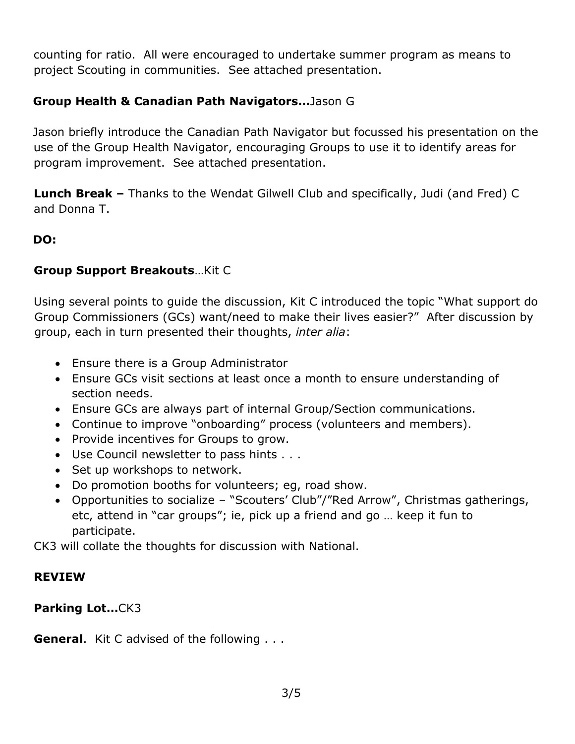counting for ratio. All were encouraged to undertake summer program as means to project Scouting in communities. See attached presentation.

**Group Health & Canadian Path Navigators…**Jason G

Jason briefly introduce the Canadian Path Navigator but focussed his presentation on the use of the Group Health Navigator, encouraging Groups to use it to identify areas for program improvement. See attached presentation.

**Lunch Break –** Thanks to the Wendat Gilwell Club and specifically, Judi (and Fred) C and Donna T.

**DO:**

**Group Support Breakouts**…Kit C

Using several points to guide the discussion, Kit C introduced the topic "What support do Group Commissioners (GCs) want/need to make their lives easier?" After discussion by group, each in turn presented their thoughts, *inter alia*:

- Ensure there is a Group Administrator
- Ensure GCs visit sections at least once a month to ensure understanding of section needs.
- Ensure GCs are always part of internal Group/Section communications.
- Continue to improve "onboarding" process (volunteers and members).
- Provide incentives for Groups to grow.
- Use Council newsletter to pass hints . . .
- Set up workshops to network.
- Do promotion booths for volunteers; eg, road show.
- Opportunities to socialize – "Scouters' Club"/"Red Arrow", Christmas gatherings, etc, attend in "car groups"; ie, pick up a friend and go … keep it fun to participate.

CK3 will collate the thoughts for discussion with National.

**REVIEW**

**Parking Lot…**CK3

**General**. Kit C advised of the following . . .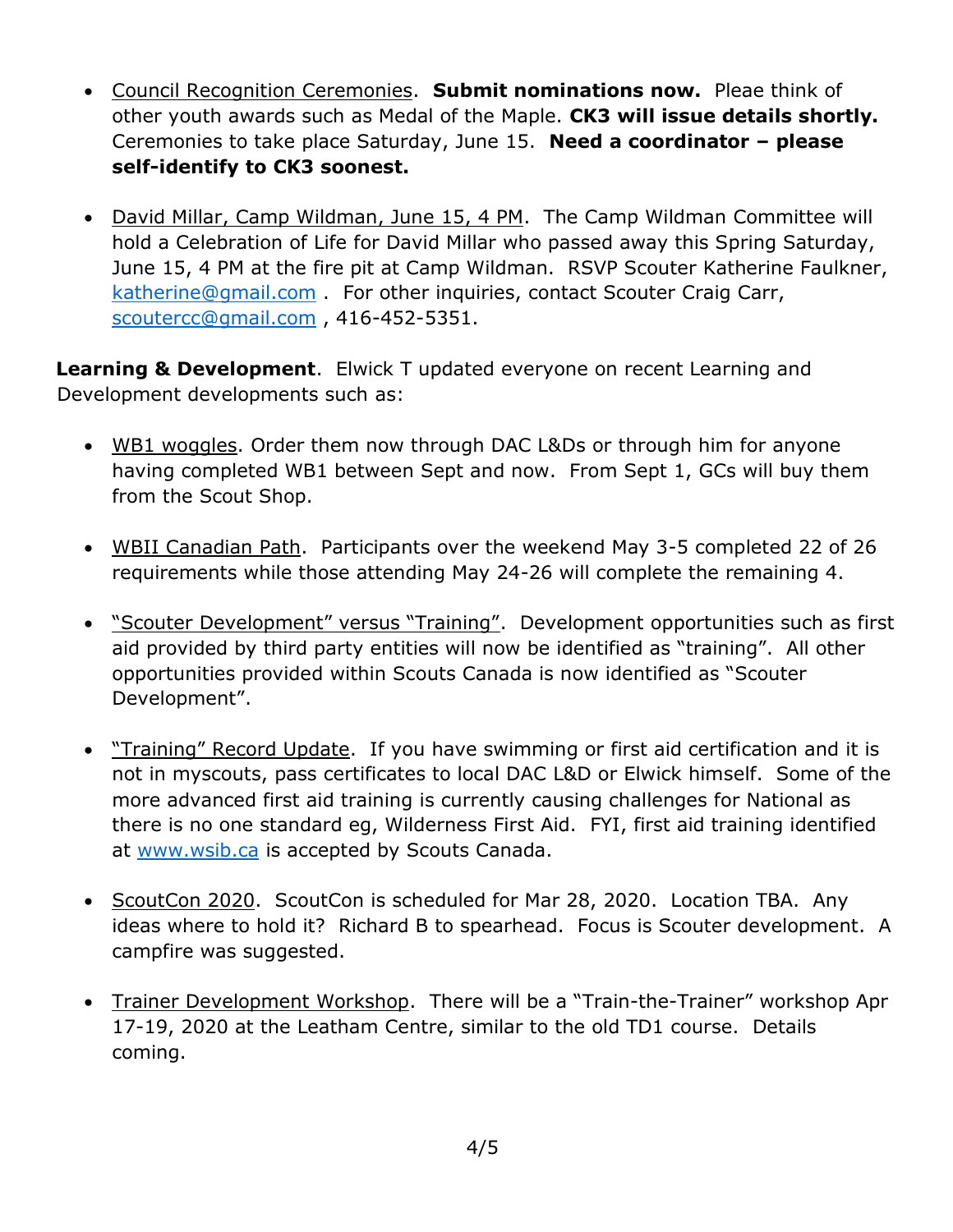- <u>Council Recognition Ceremonies</u>. **Submit nominations now.** Pleae think of other youth awards such as Medal of the Maple. **CK3 will issue details shortly.** Ceremonies to take place Saturday, June 15. **Need a coordinator – please self-identify to CK3 soonest.**

- <u>David Millar, Camp Wildman, June 15, 4 PM</u>. The Camp Wildman Committee will hold a Celebration of Life for David Millar who passed away this Spring Saturday, June 15, 4 PM at the fire pit at Camp Wildman. RSVP Scouter Katherine Faulkner, katherine@gmail.com . For other inquiries, contact Scouter Craig Carr, scoutercc@gmail.com , 416-452-5351.

**Learning & Development**. Elwick T updated everyone on recent Learning and Development developments such as:

- <u>WB1 woggles</u>. Order them now through DAC L&Ds or through him for anyone having completed WB1 between Sept and now. From Sept 1, GCs will buy them from the Scout Shop.

- <u>WBII Canadian Path</u>. Participants over the weekend May 3-5 completed 22 of 26 requirements while those attending May 24-26 will complete the remaining 4.

- <u>"Scouter Development" versus "Training"</u>. Development opportunities such as first aid provided by third party entities will now be identified as "training". All other opportunities provided within Scouts Canada is now identified as "Scouter Development".

- <u>"Training" Record Update</u>. If you have swimming or first aid certification and it is not in myscouts, pass certificates to local DAC L&D or Elwick himself. Some of the more advanced first aid training is currently causing challenges for National as there is no one standard eg, Wilderness First Aid. FYI, first aid training identified at www.wsib.ca is accepted by Scouts Canada.

- <u>ScoutCon 2020</u>. ScoutCon is scheduled for Mar 28, 2020. Location TBA. Any ideas where to hold it? Richard B to spearhead. Focus is Scouter development. A campfire was suggested.

- <u>Trainer Development Workshop</u>. There will be a "Train-the-Trainer" workshop Apr 17-19, 2020 at the Leatham Centre, similar to the old TD1 course. Details coming.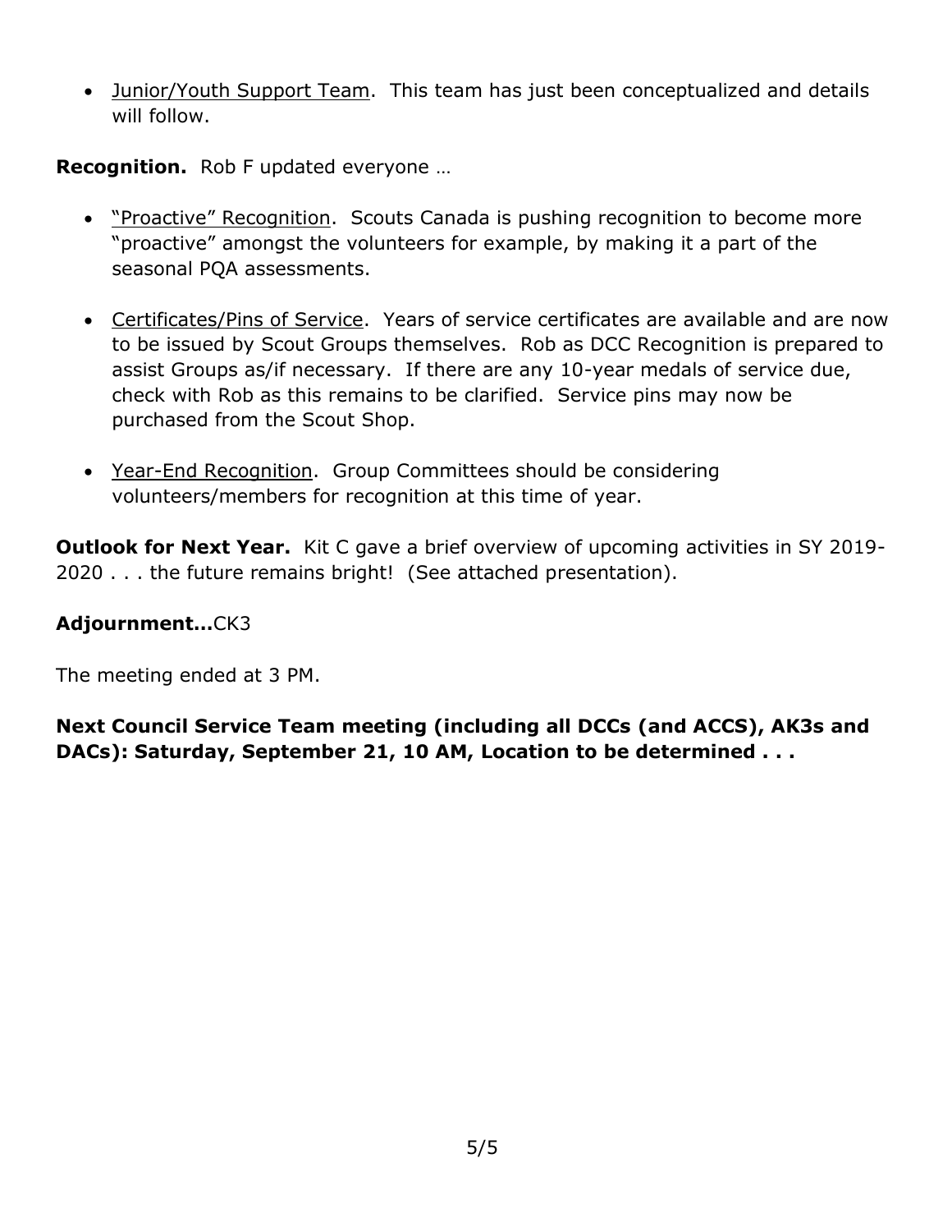- Junior/Youth Support Team. This team has just been conceptualized and details will follow.

**Recognition.** Rob F updated everyone …

- "Proactive" Recognition. Scouts Canada is pushing recognition to become more "proactive" amongst the volunteers for example, by making it a part of the seasonal PQA assessments.

- Certificates/Pins of Service. Years of service certificates are available and are now to be issued by Scout Groups themselves. Rob as DCC Recognition is prepared to assist Groups as/if necessary. If there are any 10-year medals of service due, check with Rob as this remains to be clarified. Service pins may now be purchased from the Scout Shop.

- Year-End Recognition. Group Committees should be considering volunteers/members for recognition at this time of year.

**Outlook for Next Year.** Kit C gave a brief overview of upcoming activities in SY 2019-2020 . . . the future remains bright! (See attached presentation).

**Adjournment…**CK3

The meeting ended at 3 PM.

**Next Council Service Team meeting (including all DCCs (and ACCS), AK3s and DACs): Saturday, September 21, 10 AM, Location to be determined . . .**